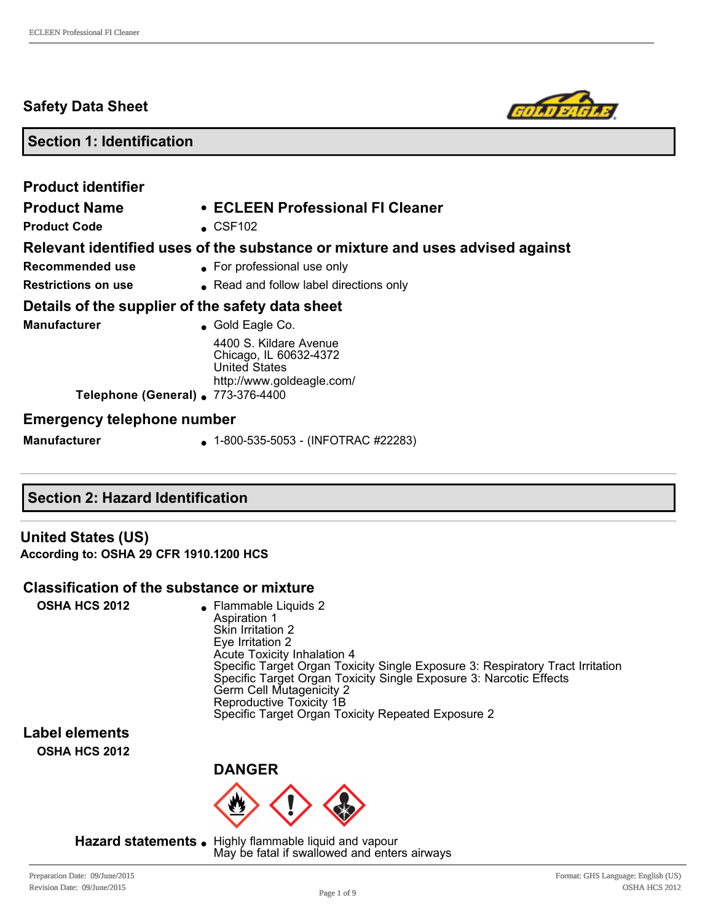# Safety Data Sheet

## Section 1: Identification

### Product identifier

| | |
|---|---|
| **Product Name** | **ECLEEN Professional FI Cleaner** |
| **Product Code** | CSF102 |

### Relevant identified uses of the substance or mixture and uses advised against

| | |
|---|---|
| **Recommended use** | For professional use only |
| **Restrictions on use** | Read and follow label directions only |

### Details of the supplier of the safety data sheet

**Manufacturer**
- Gold Eagle Co.

  4400 S. Kildare Avenue
  Chicago, IL 60632-4372
  United States
  http://www.goldeagle.com/

**Telephone (General)**
- 773-376-4400

### Emergency telephone number

**Manufacturer**
- 1-800-535-5053 - (INFOTRAC #22283)

## Section 2: Hazard Identification

### United States (US)

**According to: OSHA 29 CFR 1910.1200 HCS**

### Classification of the substance or mixture

**OSHA HCS 2012**
- Flammable Liquids 2
  Aspiration 1
  Skin Irritation 2
  Eye Irritation 2
  Acute Toxicity Inhalation 4
  Specific Target Organ Toxicity Single Exposure 3: Respiratory Tract Irritation
  Specific Target Organ Toxicity Single Exposure 3: Narcotic Effects
  Germ Cell Mutagenicity 2
  Reproductive Toxicity 1B
  Specific Target Organ Toxicity Repeated Exposure 2

### Label elements

**OSHA HCS 2012**

**DANGER**

**Hazard statements**
- Highly flammable liquid and vapour
  May be fatal if swallowed and enters airways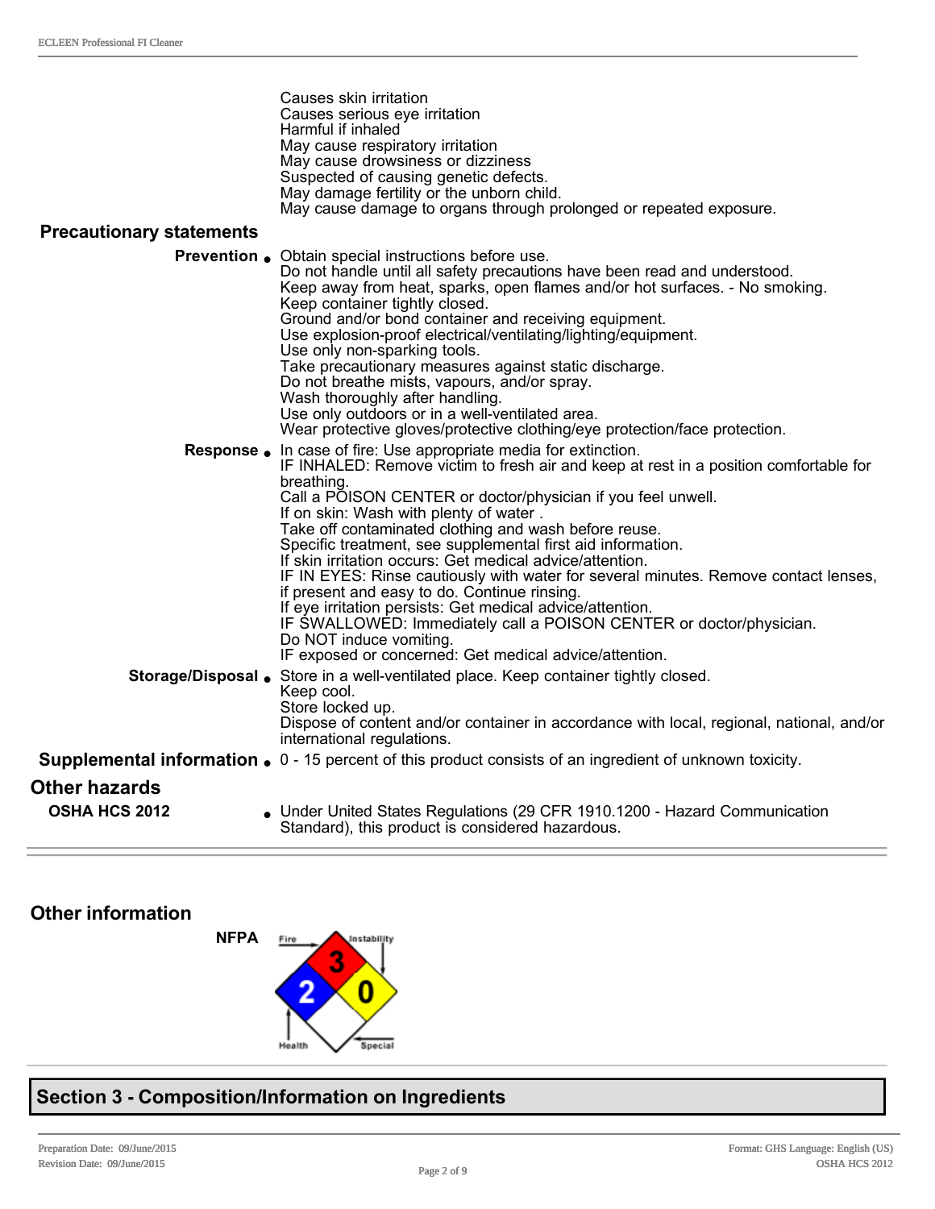Causes skin irritation
Causes serious eye irritation
Harmful if inhaled
May cause respiratory irritation
May cause drowsiness or dizziness
Suspected of causing genetic defects.
May damage fertility or the unborn child.
May cause damage to organs through prolonged or repeated exposure.

**Precautionary statements**

**Prevention**
- Obtain special instructions before use.
  Do not handle until all safety precautions have been read and understood.
  Keep away from heat, sparks, open flames and/or hot surfaces. - No smoking.
  Keep container tightly closed.
  Ground and/or bond container and receiving equipment.
  Use explosion-proof electrical/ventilating/lighting/equipment.
  Use only non-sparking tools.
  Take precautionary measures against static discharge.
  Do not breathe mists, vapours, and/or spray.
  Wash thoroughly after handling.
  Use only outdoors or in a well-ventilated area.
  Wear protective gloves/protective clothing/eye protection/face protection.

**Response**
- In case of fire: Use appropriate media for extinction.
  IF INHALED: Remove victim to fresh air and keep at rest in a position comfortable for breathing.
  Call a POISON CENTER or doctor/physician if you feel unwell.
  If on skin: Wash with plenty of water .
  Take off contaminated clothing and wash before reuse.
  Specific treatment, see supplemental first aid information.
  If skin irritation occurs: Get medical advice/attention.
  IF IN EYES: Rinse cautiously with water for several minutes. Remove contact lenses, if present and easy to do. Continue rinsing.
  If eye irritation persists: Get medical advice/attention.
  IF SWALLOWED: Immediately call a POISON CENTER or doctor/physician.
  Do NOT induce vomiting.
  IF exposed or concerned: Get medical advice/attention.

**Storage/Disposal**
- Store in a well-ventilated place. Keep container tightly closed.
  Keep cool.
  Store locked up.
  Dispose of content and/or container in accordance with local, regional, national, and/or international regulations.

**Supplemental information**
- 0 - 15 percent of this product consists of an ingredient of unknown toxicity.

## Other hazards

**OSHA HCS 2012**
- Under United States Regulations (29 CFR 1910.1200 - Hazard Communication Standard), this product is considered hazardous.

## Other information

**NFPA**

| Fire | Health | Instability | Special |
|---|---|---|---|
| 3 | 2 | 0 | |

## Section 3 - Composition/Information on Ingredients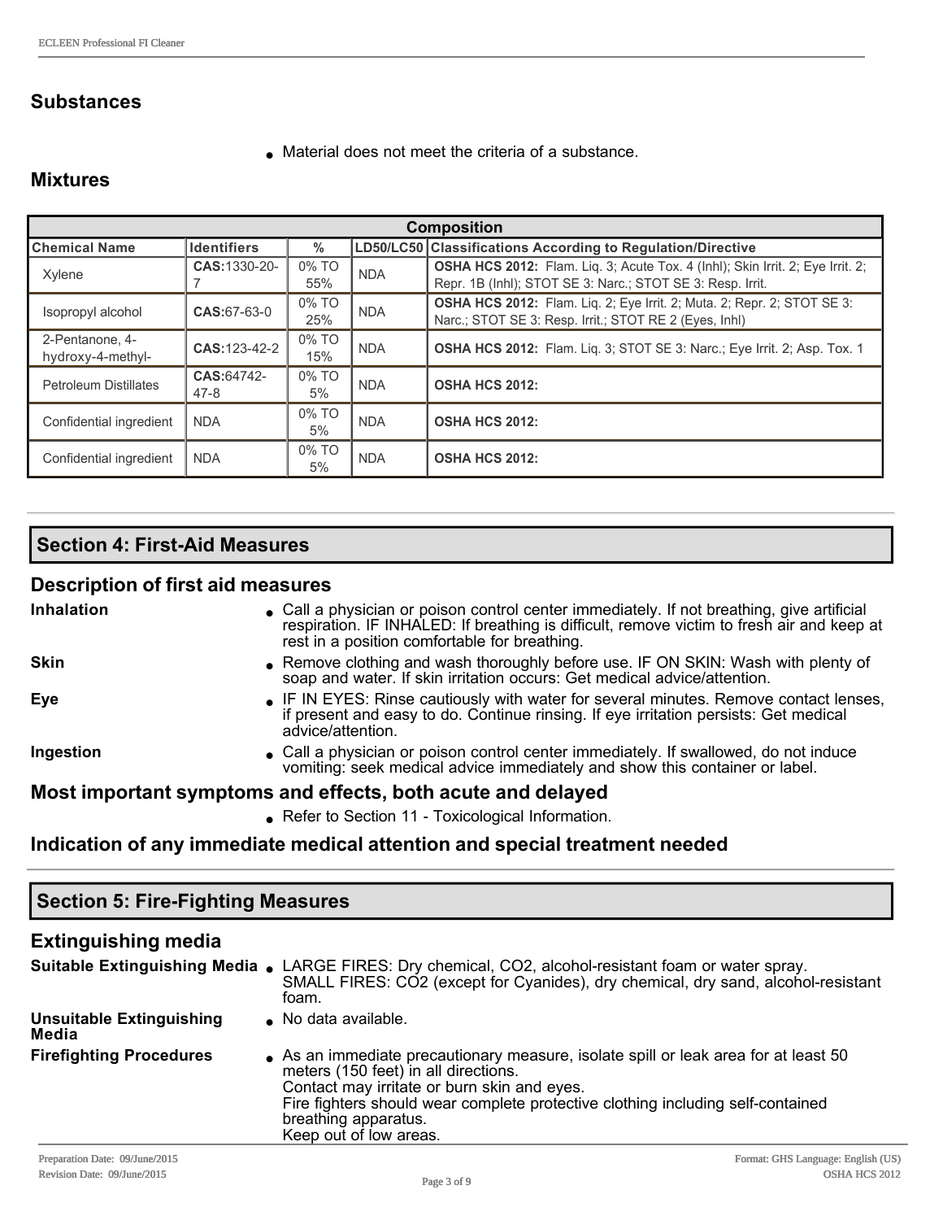## Substances

- Material does not meet the criteria of a substance.

## Mixtures

| Composition | | | | |
|---|---|---|---|---|
| **Chemical Name** | **Identifiers** | **%** | **LD50/LC50** | **Classifications According to Regulation/Directive** |
| Xylene | **CAS:**1330-20-7 | 0% TO 55% | NDA | **OSHA HCS 2012:** Flam. Liq. 3; Acute Tox. 4 (Inhl); Skin Irrit. 2; Eye Irrit. 2; Repr. 1B (Inhl); STOT SE 3: Narc.; STOT SE 3: Resp. Irrit. |
| Isopropyl alcohol | **CAS:**67-63-0 | 0% TO 25% | NDA | **OSHA HCS 2012:** Flam. Liq. 2; Eye Irrit. 2; Muta. 2; Repr. 2; STOT SE 3: Narc.; STOT SE 3: Resp. Irrit.; STOT RE 2 (Eyes, Inhl) |
| 2-Pentanone, 4-hydroxy-4-methyl- | **CAS:**123-42-2 | 0% TO 15% | NDA | **OSHA HCS 2012:** Flam. Liq. 3; STOT SE 3: Narc.; Eye Irrit. 2; Asp. Tox. 1 |
| Petroleum Distillates | **CAS:**64742-47-8 | 0% TO 5% | NDA | **OSHA HCS 2012:** |
| Confidential ingredient | NDA | 0% TO 5% | NDA | **OSHA HCS 2012:** |
| Confidential ingredient | NDA | 0% TO 5% | NDA | **OSHA HCS 2012:** |

# Section 4: First-Aid Measures

## Description of first aid measures

**Inhalation**
- Call a physician or poison control center immediately. If not breathing, give artificial respiration. IF INHALED: If breathing is difficult, remove victim to fresh air and keep at rest in a position comfortable for breathing.

**Skin**
- Remove clothing and wash thoroughly before use. IF ON SKIN: Wash with plenty of soap and water. If skin irritation occurs: Get medical advice/attention.

**Eye**
- IF IN EYES: Rinse cautiously with water for several minutes. Remove contact lenses, if present and easy to do. Continue rinsing. If eye irritation persists: Get medical advice/attention.

**Ingestion**
- Call a physician or poison control center immediately. If swallowed, do not induce vomiting: seek medical advice immediately and show this container or label.

## Most important symptoms and effects, both acute and delayed

- Refer to Section 11 - Toxicological Information.

## Indication of any immediate medical attention and special treatment needed

# Section 5: Fire-Fighting Measures

## Extinguishing media

**Suitable Extinguishing Media**
- LARGE FIRES: Dry chemical, $CO_2$, alcohol-resistant foam or water spray.
  SMALL FIRES: $CO_2$ (except for Cyanides), dry chemical, dry sand, alcohol-resistant foam.

**Unsuitable Extinguishing Media**
- No data available.

**Firefighting Procedures**
- As an immediate precautionary measure, isolate spill or leak area for at least 50 meters (150 feet) in all directions.
  Contact may irritate or burn skin and eyes.
  Fire fighters should wear complete protective clothing including self-contained breathing apparatus.
  Keep out of low areas.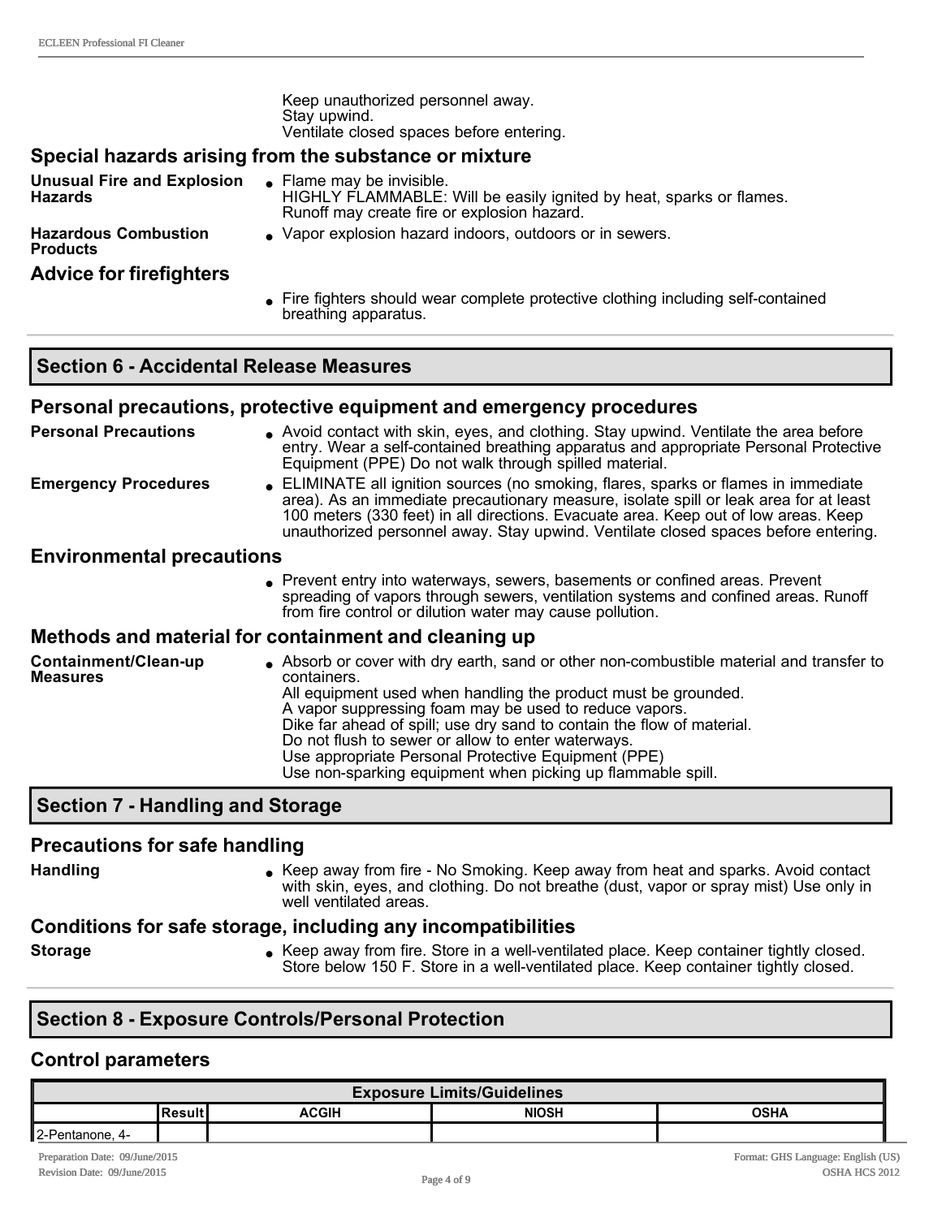Keep unauthorized personnel away.
Stay upwind.
Ventilate closed spaces before entering.

### Special hazards arising from the substance or mixture

**Unusual Fire and Explosion Hazards**
- Flame may be invisible.
  HIGHLY FLAMMABLE: Will be easily ignited by heat, sparks or flames.
  Runoff may create fire or explosion hazard.

**Hazardous Combustion Products**
- Vapor explosion hazard indoors, outdoors or in sewers.

### Advice for firefighters

- Fire fighters should wear complete protective clothing including self-contained breathing apparatus.

## Section 6 - Accidental Release Measures

### Personal precautions, protective equipment and emergency procedures

**Personal Precautions**
- Avoid contact with skin, eyes, and clothing. Stay upwind. Ventilate the area before entry. Wear a self-contained breathing apparatus and appropriate Personal Protective Equipment (PPE) Do not walk through spilled material.

**Emergency Procedures**
- ELIMINATE all ignition sources (no smoking, flares, sparks or flames in immediate area). As an immediate precautionary measure, isolate spill or leak area for at least 100 meters (330 feet) in all directions. Evacuate area. Keep out of low areas. Keep unauthorized personnel away. Stay upwind. Ventilate closed spaces before entering.

### Environmental precautions

- Prevent entry into waterways, sewers, basements or confined areas. Prevent spreading of vapors through sewers, ventilation systems and confined areas. Runoff from fire control or dilution water may cause pollution.

### Methods and material for containment and cleaning up

**Containment/Clean-up Measures**
- Absorb or cover with dry earth, sand or other non-combustible material and transfer to containers.
  All equipment used when handling the product must be grounded.
  A vapor suppressing foam may be used to reduce vapors.
  Dike far ahead of spill; use dry sand to contain the flow of material.
  Do not flush to sewer or allow to enter waterways.
  Use appropriate Personal Protective Equipment (PPE)
  Use non-sparking equipment when picking up flammable spill.

## Section 7 - Handling and Storage

### Precautions for safe handling

**Handling**
- Keep away from fire - No Smoking. Keep away from heat and sparks. Avoid contact with skin, eyes, and clothing. Do not breathe (dust, vapor or spray mist) Use only in well ventilated areas.

### Conditions for safe storage, including any incompatibilities

**Storage**
- Keep away from fire. Store in a well-ventilated place. Keep container tightly closed. Store below 150 F. Store in a well-ventilated place. Keep container tightly closed.

## Section 8 - Exposure Controls/Personal Protection

### Control parameters

| Exposure Limits/Guidelines | | | | |
|---|---|---|---|---|
| | Result | ACGIH | NIOSH | OSHA |
| 2-Pentanone, 4- | | | | |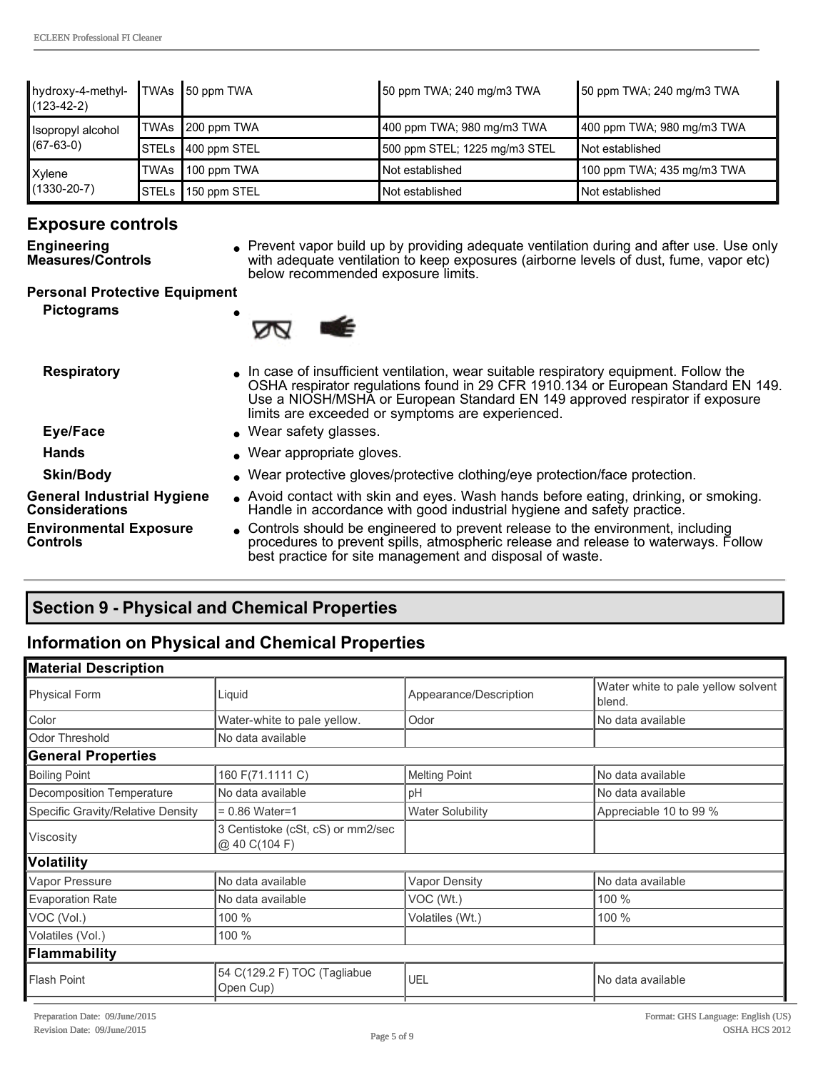| | | | | |
|---|---|---|---|---|
| hydroxy-4-methyl- (123-42-2) | TWAs | 50 ppm TWA | 50 ppm TWA; 240 mg/m3 TWA | 50 ppm TWA; 240 mg/m3 TWA |
| Isopropyl alcohol (67-63-0) | TWAs | 200 ppm TWA | 400 ppm TWA; 980 mg/m3 TWA | 400 ppm TWA; 980 mg/m3 TWA |
| | STELs | 400 ppm STEL | 500 ppm STEL; 1225 mg/m3 STEL | Not established |
| Xylene (1330-20-7) | TWAs | 100 ppm TWA | Not established | 100 ppm TWA; 435 mg/m3 TWA |
| | STELs | 150 ppm STEL | Not established | Not established |

## Exposure controls

**Engineering Measures/Controls**
- Prevent vapor build up by providing adequate ventilation during and after use. Use only with adequate ventilation to keep exposures (airborne levels of dust, fume, vapor etc) below recommended exposure limits.

**Personal Protective Equipment**

**Pictograms**
- 

**Respiratory**
- In case of insufficient ventilation, wear suitable respiratory equipment. Follow the OSHA respirator regulations found in 29 CFR 1910.134 or European Standard EN 149. Use a NIOSH/MSHA or European Standard EN 149 approved respirator if exposure limits are exceeded or symptoms are experienced.

**Eye/Face**
- Wear safety glasses.

**Hands**
- Wear appropriate gloves.

**Skin/Body**
- Wear protective gloves/protective clothing/eye protection/face protection.

**General Industrial Hygiene Considerations**
- Avoid contact with skin and eyes. Wash hands before eating, drinking, or smoking. Handle in accordance with good industrial hygiene and safety practice.

**Environmental Exposure Controls**
- Controls should be engineered to prevent release to the environment, including procedures to prevent spills, atmospheric release and release to waterways. Follow best practice for site management and disposal of waste.

## Section 9 - Physical and Chemical Properties

## Information on Physical and Chemical Properties

| **Material Description** | | | |
|---|---|---|---|
| Physical Form | Liquid | Appearance/Description | Water white to pale yellow solvent blend. |
| Color | Water-white to pale yellow. | Odor | No data available |
| Odor Threshold | No data available | | |
| **General Properties** | | | |
| Boiling Point | 160 F(71.1111 C) | Melting Point | No data available |
| Decomposition Temperature | No data available | pH | No data available |
| Specific Gravity/Relative Density | = 0.86 Water=1 | Water Solubility | Appreciable 10 to 99 % |
| Viscosity | 3 Centistoke (cSt, cS) or mm2/sec @ 40 C(104 F) | | |
| **Volatility** | | | |
| Vapor Pressure | No data available | Vapor Density | No data available |
| Evaporation Rate | No data available | VOC (Wt.) | 100 % |
| VOC (Vol.) | 100 % | Volatiles (Wt.) | 100 % |
| Volatiles (Vol.) | 100 % | | |
| **Flammability** | | | |
| Flash Point | 54 C(129.2 F) TOC (Tagliabue Open Cup) | UEL | No data available |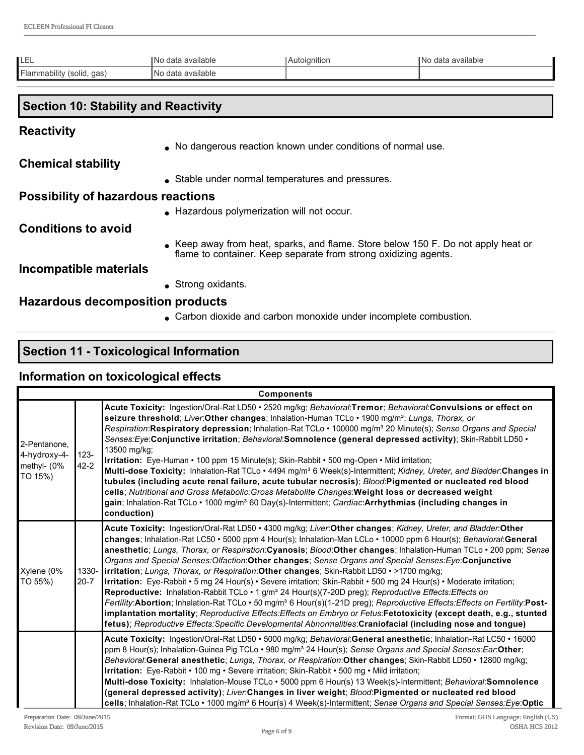| LEL | No data available | Autoignition | No data available |
| --- | --- | --- | --- |
| Flammability (solid, gas) | No data available | | |

## Section 10: Stability and Reactivity

### Reactivity

- No dangerous reaction known under conditions of normal use.

### Chemical stability

- Stable under normal temperatures and pressures.

### Possibility of hazardous reactions

- Hazardous polymerization will not occur.

### Conditions to avoid

- Keep away from heat, sparks, and flame. Store below 150 F. Do not apply heat or flame to container. Keep separate from strong oxidizing agents.

### Incompatible materials

- Strong oxidants.

### Hazardous decomposition products

- Carbon dioxide and carbon monoxide under incomplete combustion.

## Section 11 - Toxicological Information

### Information on toxicological effects

| Components | | |
| --- | --- | --- |
| 2-Pentanone, 4-hydroxy-4-methyl- (0% TO 15%) | 123-42-2 | **Acute Toxicity:** Ingestion/Oral-Rat LD50 • 2520 mg/kg; *Behavioral*:**Tremor**; *Behavioral*:**Convulsions or effect on seizure threshold**; *Liver*:**Other changes**; Inhalation-Human TCLo • 1900 mg/m³; *Lungs, Thorax, or Respiration*:**Respiratory depression**; Inhalation-Rat TCLo • 100000 mg/m³ 20 Minute(s); *Sense Organs and Special Senses:Eye*:**Conjunctive irritation**; *Behavioral*:**Somnolence (general depressed activity)**; Skin-Rabbit LD50 • 13500 mg/kg; **Irritation:** Eye-Human • 100 ppm 15 Minute(s); Skin-Rabbit • 500 mg-Open • Mild irritation; **Multi-dose Toxicity:** Inhalation-Rat TCLo • 4494 mg/m³ 6 Week(s)-Intermittent; *Kidney, Ureter, and Bladder*:**Changes in tubules (including acute renal failure, acute tubular necrosis)**; *Blood*:**Pigmented or nucleated red blood cells**; *Nutritional and Gross Metabolic:Gross Metabolite Changes*:**Weight loss or decreased weight gain**; Inhalation-Rat TCLo • 1000 mg/m³ 60 Day(s)-Intermittent; *Cardiac*:**Arrhythmias (including changes in conduction)** |
| Xylene (0% TO 55%) | 1330-20-7 | **Acute Toxicity:** Ingestion/Oral-Rat LD50 • 4300 mg/kg; *Liver*:**Other changes**; *Kidney, Ureter, and Bladder*:**Other changes**; Inhalation-Rat LC50 • 5000 ppm 4 Hour(s); Inhalation-Man LCLo • 10000 ppm 6 Hour(s); *Behavioral*:**General anesthetic**; *Lungs, Thorax, or Respiration*:**Cyanosis**; *Blood*:**Other changes**; Inhalation-Human TCLo • 200 ppm; *Sense Organs and Special Senses:Olfaction*:**Other changes**; *Sense Organs and Special Senses:Eye*:**Conjunctive irritation**; *Lungs, Thorax, or Respiration*:**Other changes**; Skin-Rabbit LD50 • >1700 mg/kg; **Irritation:** Eye-Rabbit • 5 mg 24 Hour(s) • Severe irritation; Skin-Rabbit • 500 mg 24 Hour(s) • Moderate irritation; **Reproductive:** Inhalation-Rabbit TCLo • 1 g/m³ 24 Hour(s)(7-20D preg); *Reproductive Effects:Effects on Fertility*:**Abortion**; Inhalation-Rat TCLo • 50 mg/m³ 6 Hour(s)(1-21D preg); *Reproductive Effects:Effects on Fertility*:**Post-implantation mortality**; *Reproductive Effects:Effects on Embryo or Fetus*:**Fetotoxicity (except death, e.g., stunted fetus)**; *Reproductive Effects:Specific Developmental Abnormalities*:**Craniofacial (including nose and tongue)** |
| | | **Acute Toxicity:** Ingestion/Oral-Rat LD50 • 5000 mg/kg; *Behavioral*:**General anesthetic**; Inhalation-Rat LC50 • 16000 ppm 8 Hour(s); Inhalation-Guinea Pig TCLo • 980 mg/m³ 24 Hour(s); *Sense Organs and Special Senses:Ear*:**Other**; *Behavioral*:**General anesthetic**; *Lungs, Thorax, or Respiration*:**Other changes**; Skin-Rabbit LD50 • 12800 mg/kg; **Irritation:** Eye-Rabbit • 100 mg • Severe irritation; Skin-Rabbit • 500 mg • Mild irritation; **Multi-dose Toxicity:** Inhalation-Mouse TCLo • 5000 ppm 6 Hour(s) 13 Week(s)-Intermittent; *Behavioral*:**Somnolence (general depressed activity)**; *Liver*:**Changes in liver weight**; *Blood*:**Pigmented or nucleated red blood cells**; Inhalation-Rat TCLo • 1000 mg/m³ 6 Hour(s) 4 Week(s)-Intermittent; *Sense Organs and Special Senses:Eye*:**Optic** |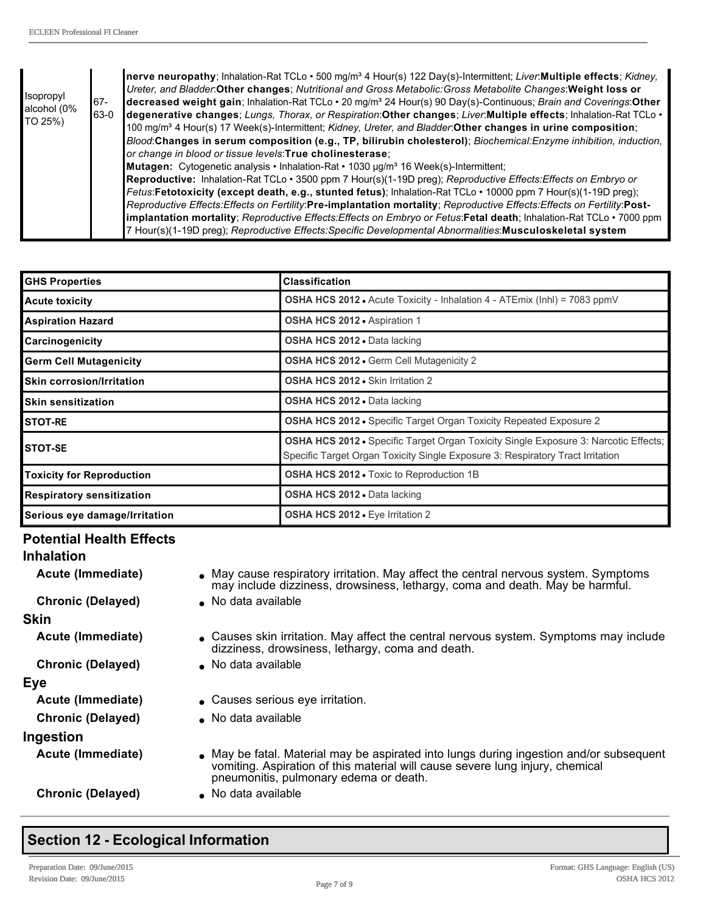| | | |
|---|---|---|
| Isopropyl alcohol (0% TO 25%) | 67-63-0 | **nerve neuropathy**; Inhalation-Rat TCLo • 500 mg/m³ 4 Hour(s) 122 Day(s)-Intermittent; *Liver*:**Multiple effects**; *Kidney, Ureter, and Bladder*:**Other changes**; *Nutritional and Gross Metabolic:Gross Metabolite Changes*:**Weight loss or decreased weight gain**; Inhalation-Rat TCLo • 20 mg/m³ 24 Hour(s) 90 Day(s)-Continuous; *Brain and Coverings*:**Other degenerative changes**; *Lungs, Thorax, or Respiration*:**Other changes**; *Liver*:**Multiple effects**; Inhalation-Rat TCLo • 100 mg/m³ 4 Hour(s) 17 Week(s)-Intermittent; *Kidney, Ureter, and Bladder*:**Other changes in urine composition**; *Blood*:**Changes in serum composition (e.g., TP, bilirubin cholesterol)**; *Biochemical:Enzyme inhibition, induction, or change in blood or tissue levels*:**True cholinesterase**;<br>**Mutagen:** Cytogenetic analysis • Inhalation-Rat • 1030 µg/m³ 16 Week(s)-Intermittent;<br>**Reproductive:** Inhalation-Rat TCLo • 3500 ppm 7 Hour(s)(1-19D preg); *Reproductive Effects:Effects on Embryo or Fetus*:**Fetotoxicity (except death, e.g., stunted fetus)**; Inhalation-Rat TCLo • 10000 ppm 7 Hour(s)(1-19D preg); *Reproductive Effects:Effects on Fertility*:**Pre-implantation mortality**; *Reproductive Effects:Effects on Fertility*:**Post-implantation mortality**; *Reproductive Effects:Effects on Embryo or Fetus*:**Fetal death**; Inhalation-Rat TCLo • 7000 ppm 7 Hour(s)(1-19D preg); *Reproductive Effects:Specific Developmental Abnormalities*:**Musculoskeletal system** |

| GHS Properties | Classification |
|---|---|
| Acute toxicity | **OSHA HCS 2012** • Acute Toxicity - Inhalation 4 - ATEmix (Inhl) = 7083 ppmV |
| Aspiration Hazard | **OSHA HCS 2012** • Aspiration 1 |
| Carcinogenicity | **OSHA HCS 2012** • Data lacking |
| Germ Cell Mutagenicity | **OSHA HCS 2012** • Germ Cell Mutagenicity 2 |
| Skin corrosion/Irritation | **OSHA HCS 2012** • Skin Irritation 2 |
| Skin sensitization | **OSHA HCS 2012** • Data lacking |
| STOT-RE | **OSHA HCS 2012** • Specific Target Organ Toxicity Repeated Exposure 2 |
| STOT-SE | **OSHA HCS 2012** • Specific Target Organ Toxicity Single Exposure 3: Narcotic Effects; Specific Target Organ Toxicity Single Exposure 3: Respiratory Tract Irritation |
| Toxicity for Reproduction | **OSHA HCS 2012** • Toxic to Reproduction 1B |
| Respiratory sensitization | **OSHA HCS 2012** • Data lacking |
| Serious eye damage/Irritation | **OSHA HCS 2012** • Eye Irritation 2 |

## Potential Health Effects

### Inhalation

**Acute (Immediate)**
- May cause respiratory irritation. May affect the central nervous system. Symptoms may include dizziness, drowsiness, lethargy, coma and death. May be harmful.

**Chronic (Delayed)**
- No data available

### Skin

**Acute (Immediate)**
- Causes skin irritation. May affect the central nervous system. Symptoms may include dizziness, drowsiness, lethargy, coma and death.

**Chronic (Delayed)**
- No data available

### Eye

**Acute (Immediate)**
- Causes serious eye irritation.

**Chronic (Delayed)**
- No data available

### Ingestion

**Acute (Immediate)**
- May be fatal. Material may be aspirated into lungs during ingestion and/or subsequent vomiting. Aspiration of this material will cause severe lung injury, chemical pneumonitis, pulmonary edema or death.

**Chronic (Delayed)**
- No data available

## Section 12 - Ecological Information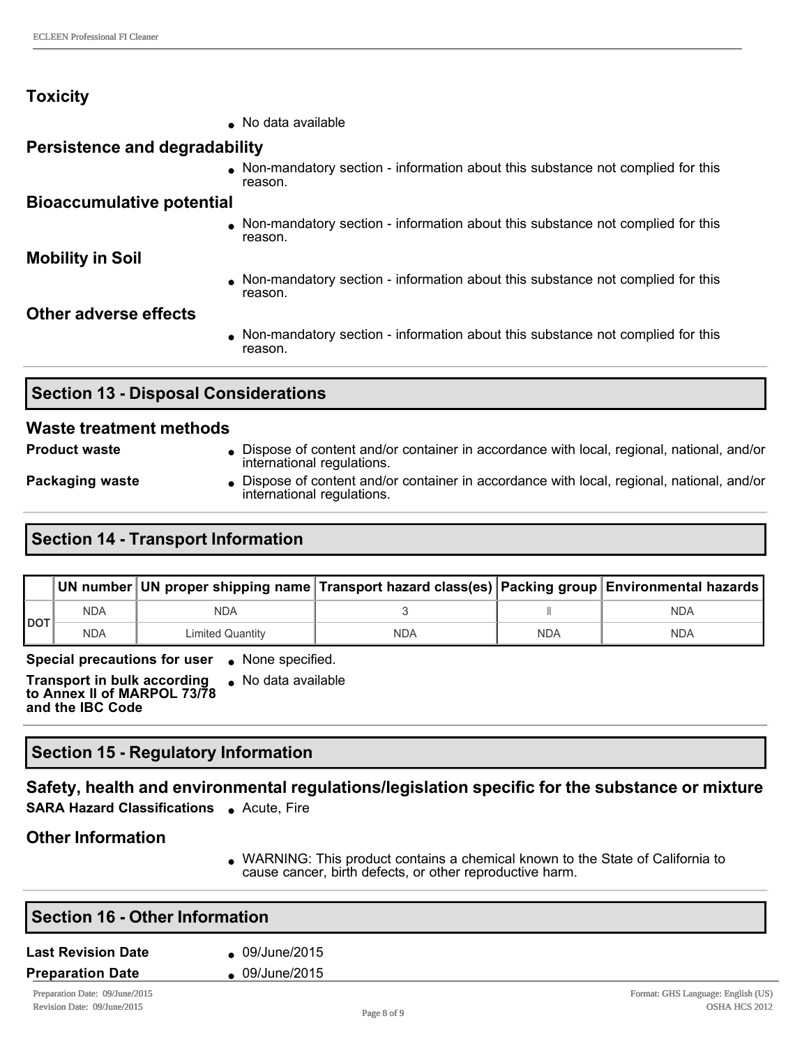### Toxicity

- No data available

### Persistence and degradability

- Non-mandatory section - information about this substance not complied for this reason.

### Bioaccumulative potential

- Non-mandatory section - information about this substance not complied for this reason.

### Mobility in Soil

- Non-mandatory section - information about this substance not complied for this reason.

### Other adverse effects

- Non-mandatory section - information about this substance not complied for this reason.

## Section 13 - Disposal Considerations

### Waste treatment methods

**Product waste**
- Dispose of content and/or container in accordance with local, regional, national, and/or international regulations.

**Packaging waste**
- Dispose of content and/or container in accordance with local, regional, national, and/or international regulations.

## Section 14 - Transport Information

| | UN number | UN proper shipping name | Transport hazard class(es) | Packing group | Environmental hazards |
|---|---|---|---|---|---|
| DOT | NDA | NDA | 3 | II | NDA |
| | NDA | Limited Quantity | NDA | NDA | NDA |

**Special precautions for user**
- None specified.

**Transport in bulk according to Annex II of MARPOL 73/78 and the IBC Code**
- No data available

## Section 15 - Regulatory Information

### Safety, health and environmental regulations/legislation specific for the substance or mixture

**SARA Hazard Classifications**
- Acute, Fire

### Other Information

- WARNING: This product contains a chemical known to the State of California to cause cancer, birth defects, or other reproductive harm.

## Section 16 - Other Information

**Last Revision Date**
- 09/June/2015

**Preparation Date**
- 09/June/2015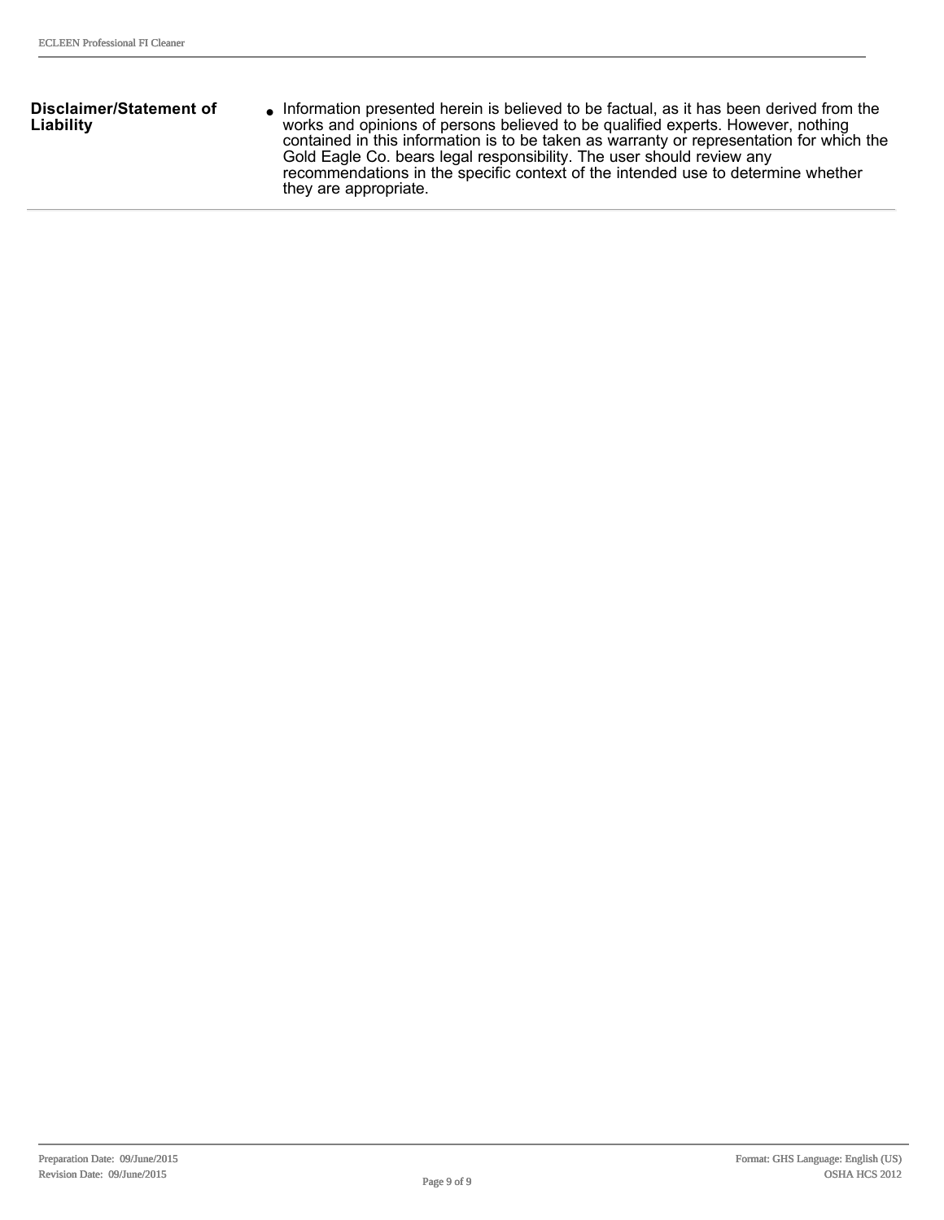| | |
|---|---|
| **Disclaimer/Statement of Liability** | • Information presented herein is believed to be factual, as it has been derived from the works and opinions of persons believed to be qualified experts. However, nothing contained in this information is to be taken as warranty or representation for which the Gold Eagle Co. bears legal responsibility. The user should review any recommendations in the specific context of the intended use to determine whether they are appropriate. |